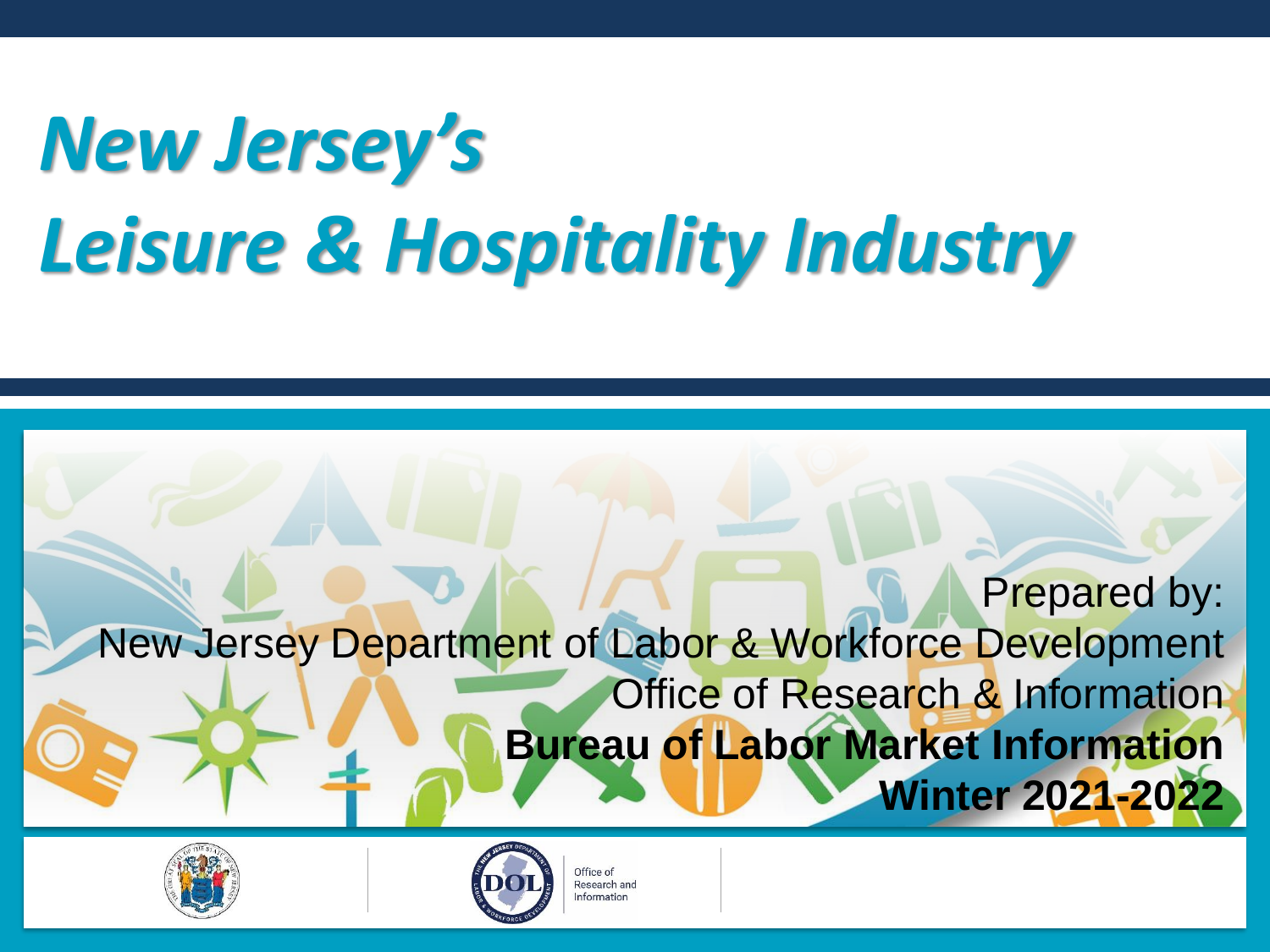# *New Jersey's Leisure & Hospitality Industry*

Prepared by:

New Jersey Department of Labor & Workforce Development

Office of Research & Information

**Bureau of Labor Market Information**

**Winter 2021-2022**

Office of Research and Information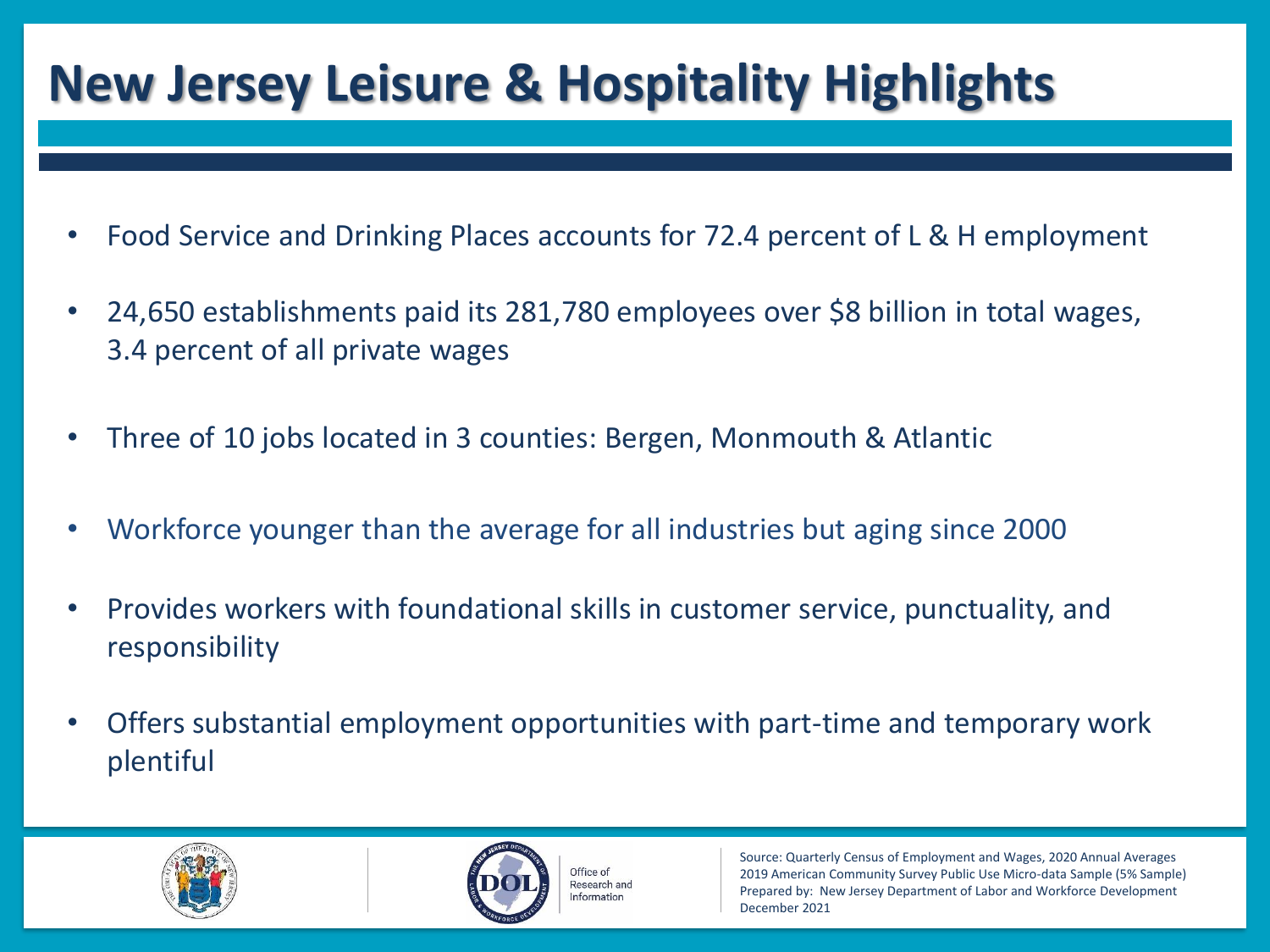# New Jersey Leisure & Hospitality Highlights

- Food Service and Drinking Places accounts for 72.4 percent of L & H employment
- 24,650 establishments paid its 281,780 employees over $8 billion in total wages, 3.4 percent of all private wages
- Three of 10 jobs located in 3 counties: Bergen, Monmouth & Atlantic
- Workforce younger than the average for all industries but aging since 2000
- Provides workers with foundational skills in customer service, punctuality, and responsibility
- Offers substantial employment opportunities with part-time and temporary work plentiful

Office of Research and Information

Source: Quarterly Census of Employment and Wages, 2020 Annual Averages
2019 American Community Survey Public Use Micro-data Sample (5% Sample)
Prepared by: New Jersey Department of Labor and Workforce Development
December 2021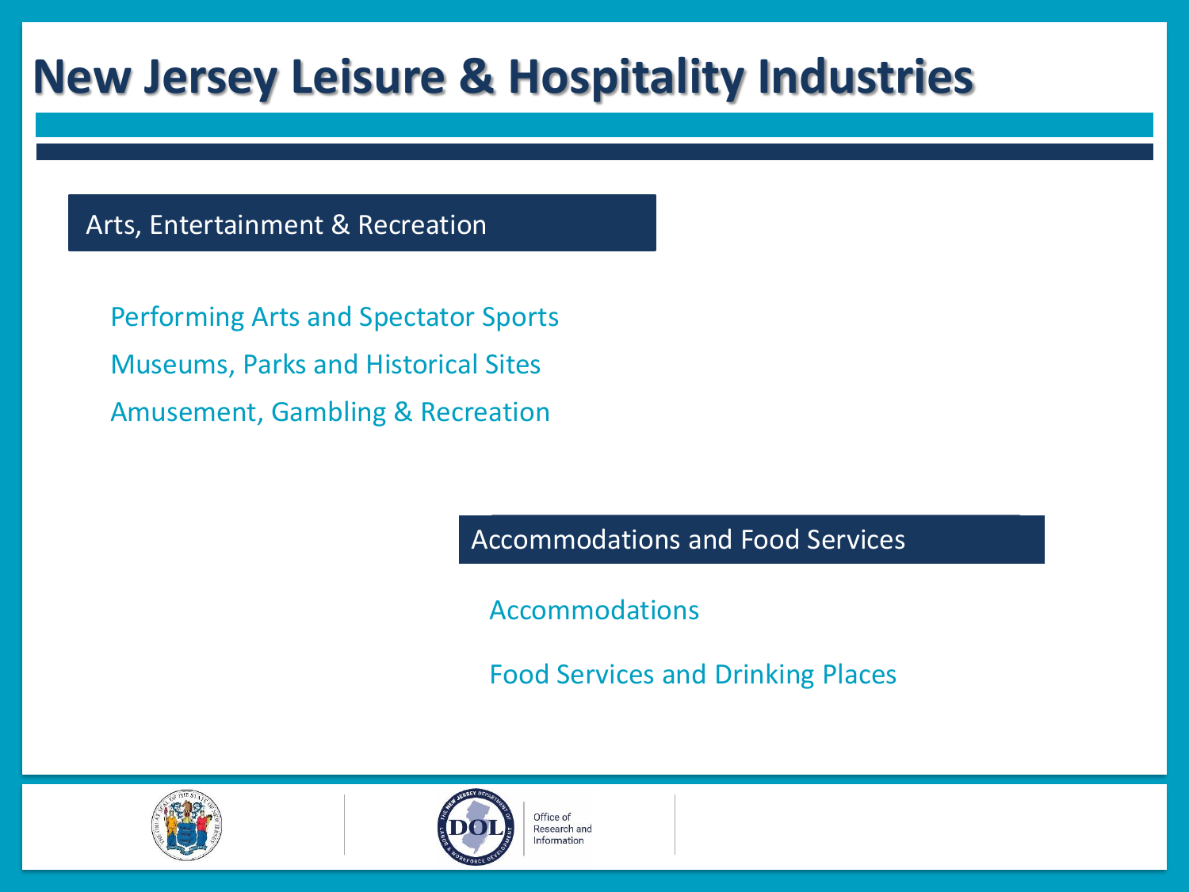# New Jersey Leisure & Hospitality Industries

## Arts, Entertainment & Recreation

- Performing Arts and Spectator Sports
- Museums, Parks and Historical Sites
- Amusement, Gambling & Recreation

## Accommodations and Food Services

- Accommodations
- Food Services and Drinking Places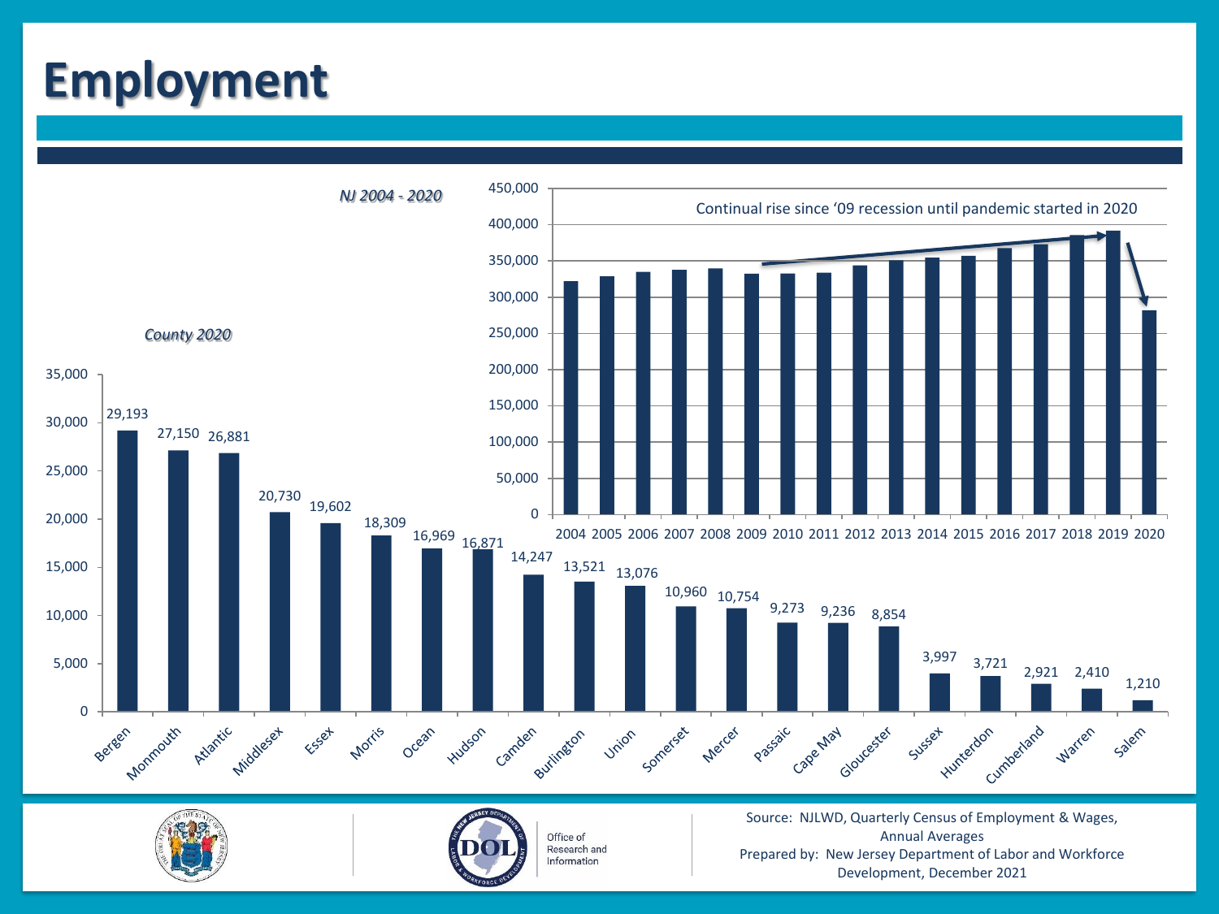# Employment

*NJ 2004 - 2020*

Continual rise since '09 recession until pandemic started in 2020

*County 2020*

| County | Employment |
|---|---|
| Bergen | 29,193 |
| Monmouth | 27,150 |
| Atlantic | 26,881 |
| Middlesex | 20,730 |
| Essex | 19,602 |
| Morris | 18,309 |
| Ocean | 16,969 |
| Hudson | 16,871 |
| Camden | 14,247 |
| Burlington | 13,521 |
| Union | 13,076 |
| Somerset | 10,960 |
| Mercer | 10,754 |
| Passaic | 9,273 |
| Cape May | 9,236 |
| Gloucester | 8,854 |
| Sussex | 3,997 |
| Hunterdon | 3,721 |
| Cumberland | 2,921 |
| Warren | 2,410 |
| Salem | 1,210 |

Source: NJLWD, Quarterly Census of Employment & Wages, Annual Averages
Prepared by: New Jersey Department of Labor and Workforce Development, December 2021

Office of Research and Information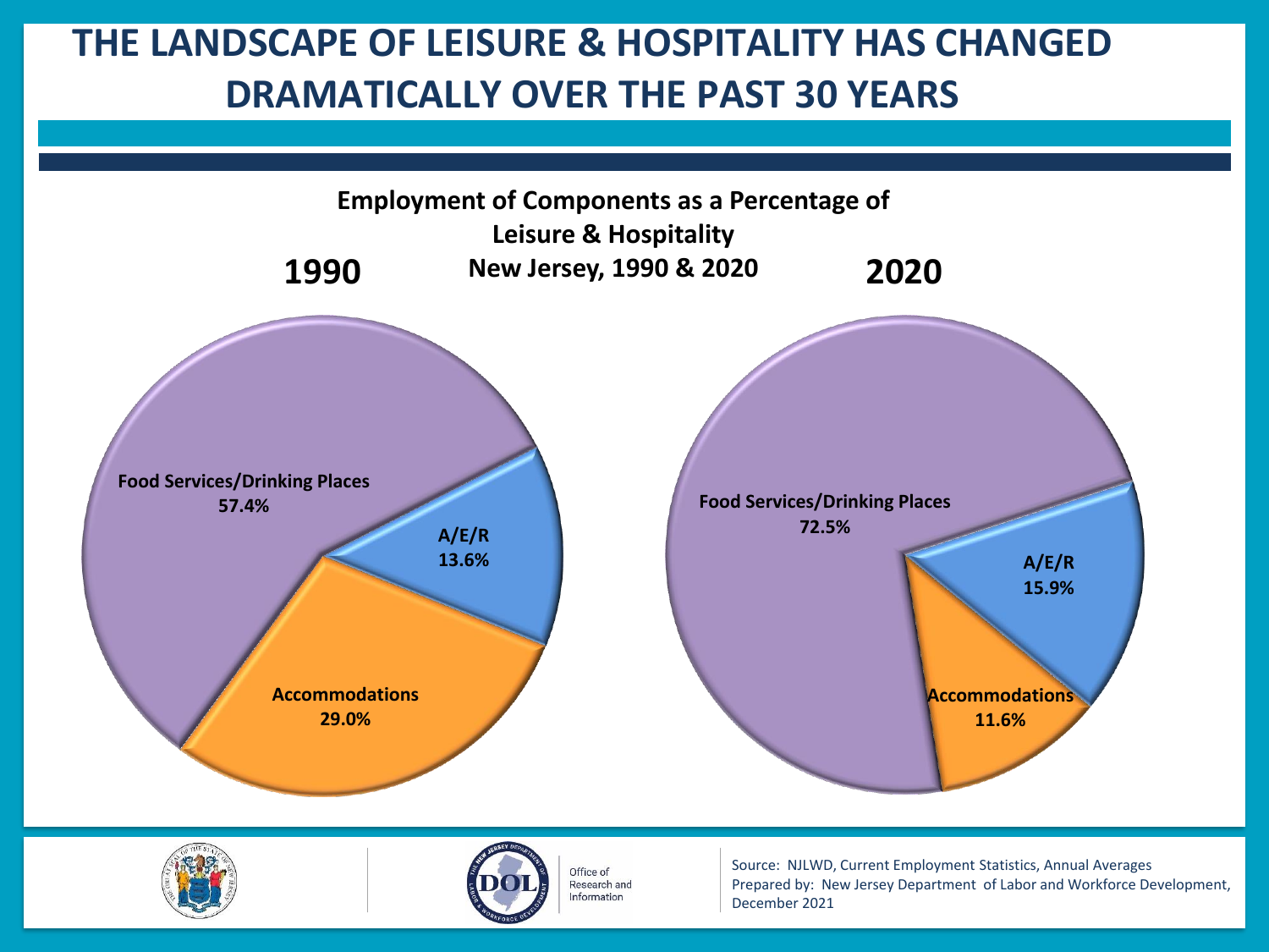# THE LANDSCAPE OF LEISURE & HOSPITALITY HAS CHANGED DRAMATICALLY OVER THE PAST 30 YEARS

**Employment of Components as a Percentage of Leisure & Hospitality**
**New Jersey, 1990 & 2020**

| Component | 1990 | 2020 |
| --- | --- | --- |
| Food Services/Drinking Places | 57.4% | 72.5% |
| Accommodations | 29.0% | 11.6% |
| A/E/R | 13.6% | 15.9% |

Office of Research and Information

Source: NJLWD, Current Employment Statistics, Annual Averages
Prepared by: New Jersey Department of Labor and Workforce Development, December 2021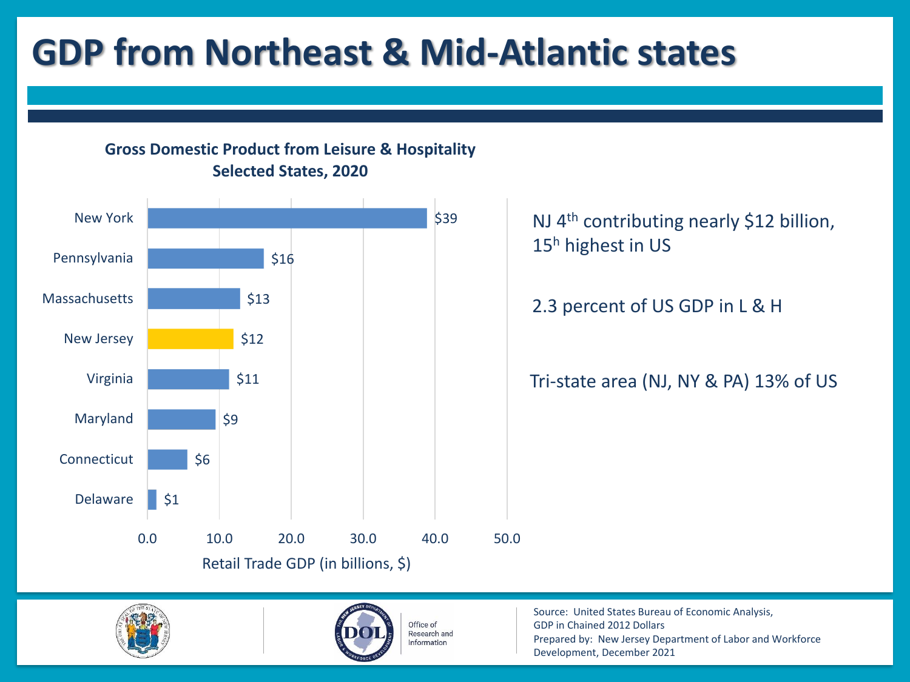# GDP from Northeast & Mid-Atlantic states

**Gross Domestic Product from Leisure & Hospitality Selected States, 2020**

| State | Retail Trade GDP (in billions, $) |
| --- | --- |
| New York | $39 |
| Pennsylvania | $16 |
| Massachusetts | $13 |
| New Jersey | $12 |
| Virginia | $11 |
| Maryland | $9 |
| Connecticut | $6 |
| Delaware | $1 |

NJ 4th contributing nearly $12 billion, 15h highest in US

2.3 percent of US GDP in L & H

Tri-state area (NJ, NY & PA) 13% of US

Office of Research and Information

Source: United States Bureau of Economic Analysis, GDP in Chained 2012 Dollars
Prepared by: New Jersey Department of Labor and Workforce Development, December 2021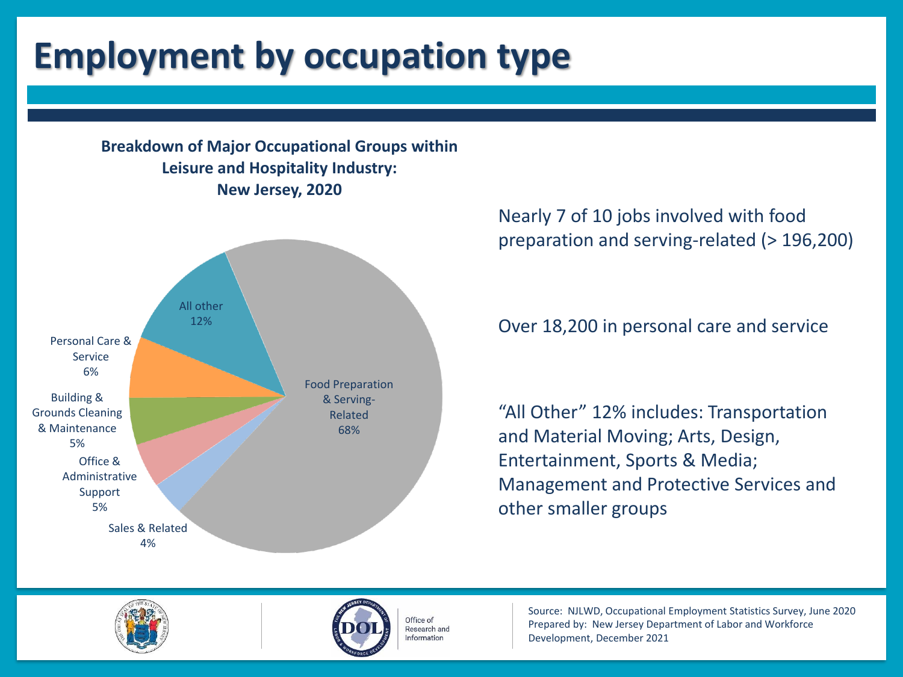# Employment by occupation type

**Breakdown of Major Occupational Groups within Leisure and Hospitality Industry: New Jersey, 2020**

| Occupational Group | Share |
| --- | --- |
| Food Preparation & Serving-Related | 68% |
| All other | 12% |
| Personal Care & Service | 6% |
| Building & Grounds Cleaning & Maintenance | 5% |
| Office & Administrative Support | 5% |
| Sales & Related | 4% |

Nearly 7 of 10 jobs involved with food preparation and serving-related (> 196,200)

Over 18,200 in personal care and service

"All Other" 12% includes: Transportation and Material Moving; Arts, Design, Entertainment, Sports & Media; Management and Protective Services and other smaller groups

Office of Research and Information

Source: NJLWD, Occupational Employment Statistics Survey, June 2020
Prepared by: New Jersey Department of Labor and Workforce Development, December 2021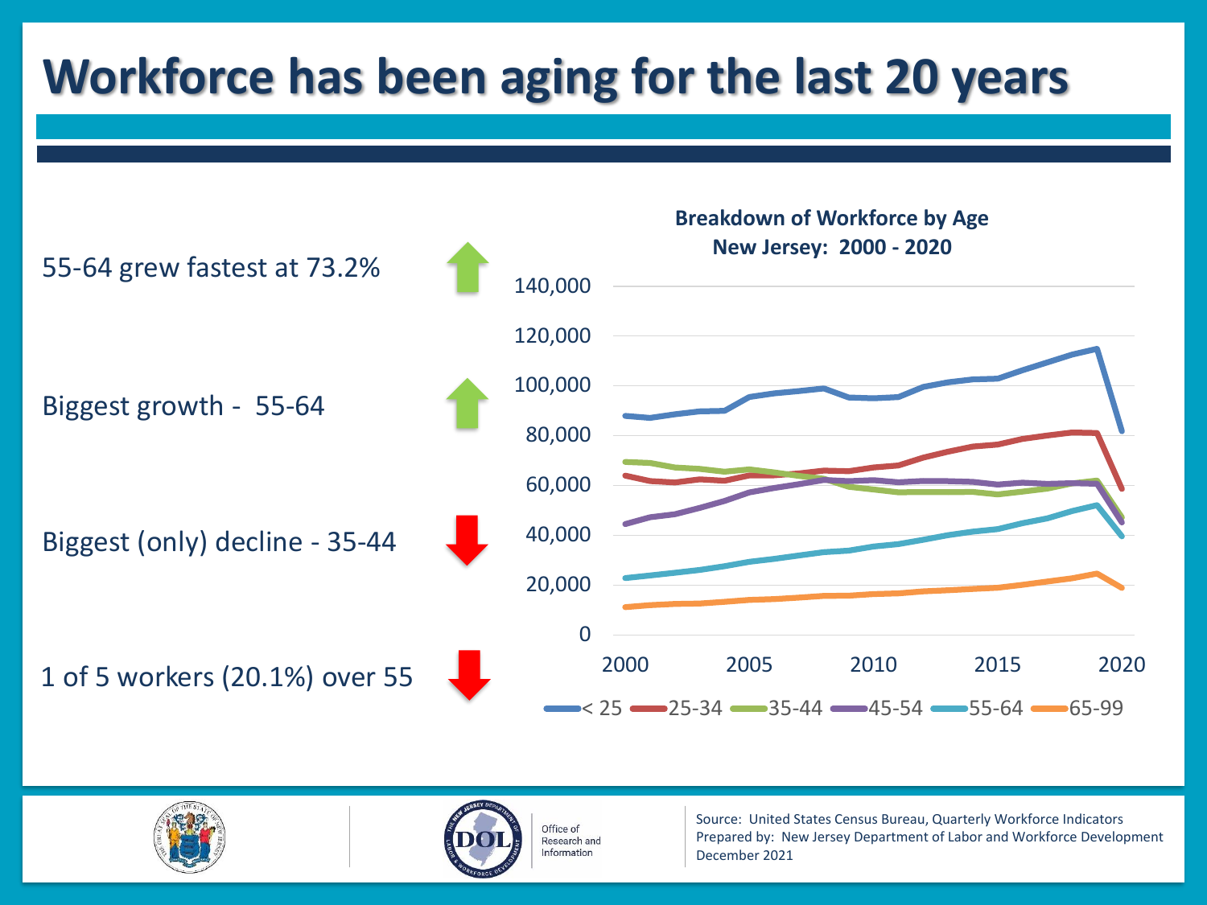# Workforce has been aging for the last 20 years

- 55-64 grew fastest at 73.2%
- Biggest growth - 55-64
- Biggest (only) decline - 35-44
- 1 of 5 workers (20.1%) over 55

**Breakdown of Workforce by Age**
**New Jersey: 2000 - 2020**

< 25 | 25-34 | 35-44 | 45-54 | 55-64 | 65-99

Source: United States Census Bureau, Quarterly Workforce Indicators
Prepared by: New Jersey Department of Labor and Workforce Development
December 2021

Office of Research and Information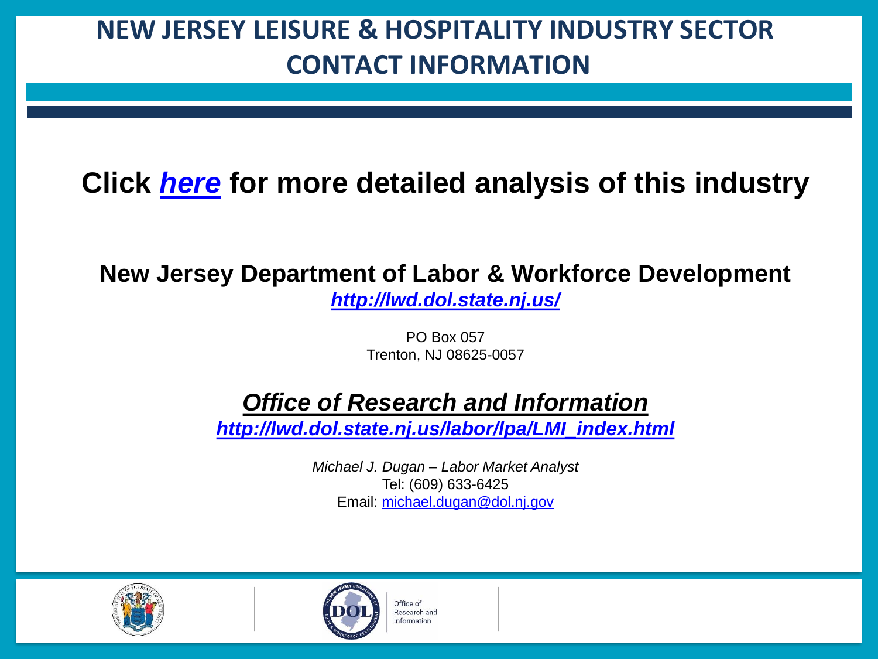# NEW JERSEY LEISURE & HOSPITALITY INDUSTRY SECTOR CONTACT INFORMATION

## Click *here* for more detailed analysis of this industry

### New Jersey Department of Labor & Workforce Development

***http://lwd.dol.state.nj.us/***

PO Box 057
Trenton, NJ 08625-0057

### *Office of Research and Information*

***http://lwd.dol.state.nj.us/labor/lpa/LMI_index.html***

*Michael J. Dugan – Labor Market Analyst*
Tel: (609) 633-6425
Email: michael.dugan@dol.nj.gov

Office of Research and Information